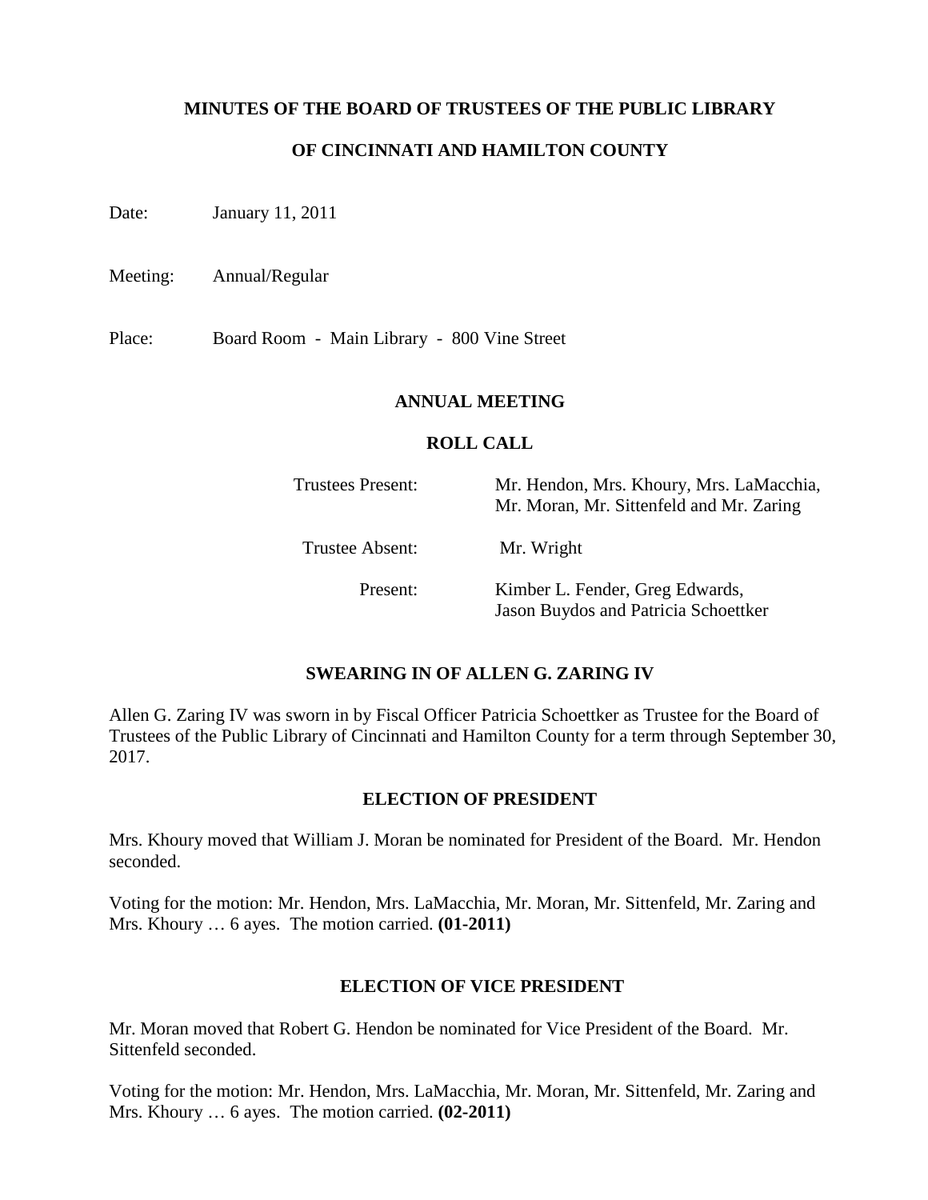# MINUTES OF THE BOARD OF TRUSTEES OF THE PUBLIC LIBRARY

# OF CINCINNATI AND HAMILTON COUNTY

Date: January 11, 2011

Meeting: Annual/Regular

Place: Board Room - Main Library - 800 Vine Street

## ANNUAL MEETING

### ROLL CALL

| | |
|---|---|
| Trustees Present: | Mr. Hendon, Mrs. Khoury, Mrs. LaMacchia, Mr. Moran, Mr. Sittenfeld and Mr. Zaring |
| Trustee Absent: | Mr. Wright |
| Present: | Kimber L. Fender, Greg Edwards, Jason Buydos and Patricia Schoettker |

### SWEARING IN OF ALLEN G. ZARING IV

Allen G. Zaring IV was sworn in by Fiscal Officer Patricia Schoettker as Trustee for the Board of Trustees of the Public Library of Cincinnati and Hamilton County for a term through September 30, 2017.

### ELECTION OF PRESIDENT

Mrs. Khoury moved that William J. Moran be nominated for President of the Board. Mr. Hendon seconded.

Voting for the motion: Mr. Hendon, Mrs. LaMacchia, Mr. Moran, Mr. Sittenfeld, Mr. Zaring and Mrs. Khoury … 6 ayes. The motion carried. **(01-2011)**

### ELECTION OF VICE PRESIDENT

Mr. Moran moved that Robert G. Hendon be nominated for Vice President of the Board. Mr. Sittenfeld seconded.

Voting for the motion: Mr. Hendon, Mrs. LaMacchia, Mr. Moran, Mr. Sittenfeld, Mr. Zaring and Mrs. Khoury … 6 ayes. The motion carried. **(02-2011)**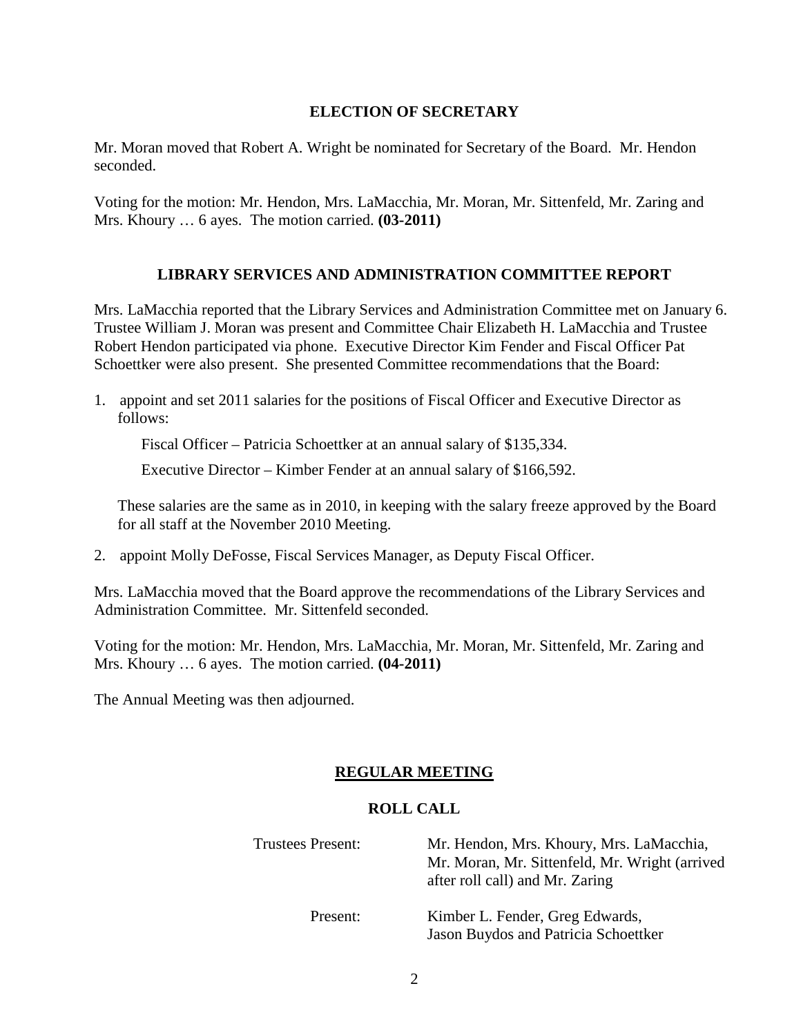## ELECTION OF SECRETARY

Mr. Moran moved that Robert A. Wright be nominated for Secretary of the Board. Mr. Hendon seconded.

Voting for the motion: Mr. Hendon, Mrs. LaMacchia, Mr. Moran, Mr. Sittenfeld, Mr. Zaring and Mrs. Khoury … 6 ayes. The motion carried. **(03-2011)**

## LIBRARY SERVICES AND ADMINISTRATION COMMITTEE REPORT

Mrs. LaMacchia reported that the Library Services and Administration Committee met on January 6. Trustee William J. Moran was present and Committee Chair Elizabeth H. LaMacchia and Trustee Robert Hendon participated via phone. Executive Director Kim Fender and Fiscal Officer Pat Schoettker were also present. She presented Committee recommendations that the Board:

1. appoint and set 2011 salaries for the positions of Fiscal Officer and Executive Director as follows:

   Fiscal Officer – Patricia Schoettker at an annual salary of $135,334.

   Executive Director – Kimber Fender at an annual salary of $166,592.

   These salaries are the same as in 2010, in keeping with the salary freeze approved by the Board for all staff at the November 2010 Meeting.

2. appoint Molly DeFosse, Fiscal Services Manager, as Deputy Fiscal Officer.

Mrs. LaMacchia moved that the Board approve the recommendations of the Library Services and Administration Committee. Mr. Sittenfeld seconded.

Voting for the motion: Mr. Hendon, Mrs. LaMacchia, Mr. Moran, Mr. Sittenfeld, Mr. Zaring and Mrs. Khoury … 6 ayes. The motion carried. **(04-2011)**

The Annual Meeting was then adjourned.

## REGULAR MEETING

### ROLL CALL

| | |
|---|---|
| Trustees Present: | Mr. Hendon, Mrs. Khoury, Mrs. LaMacchia, Mr. Moran, Mr. Sittenfeld, Mr. Wright (arrived after roll call) and Mr. Zaring |
| Present: | Kimber L. Fender, Greg Edwards, Jason Buydos and Patricia Schoettker |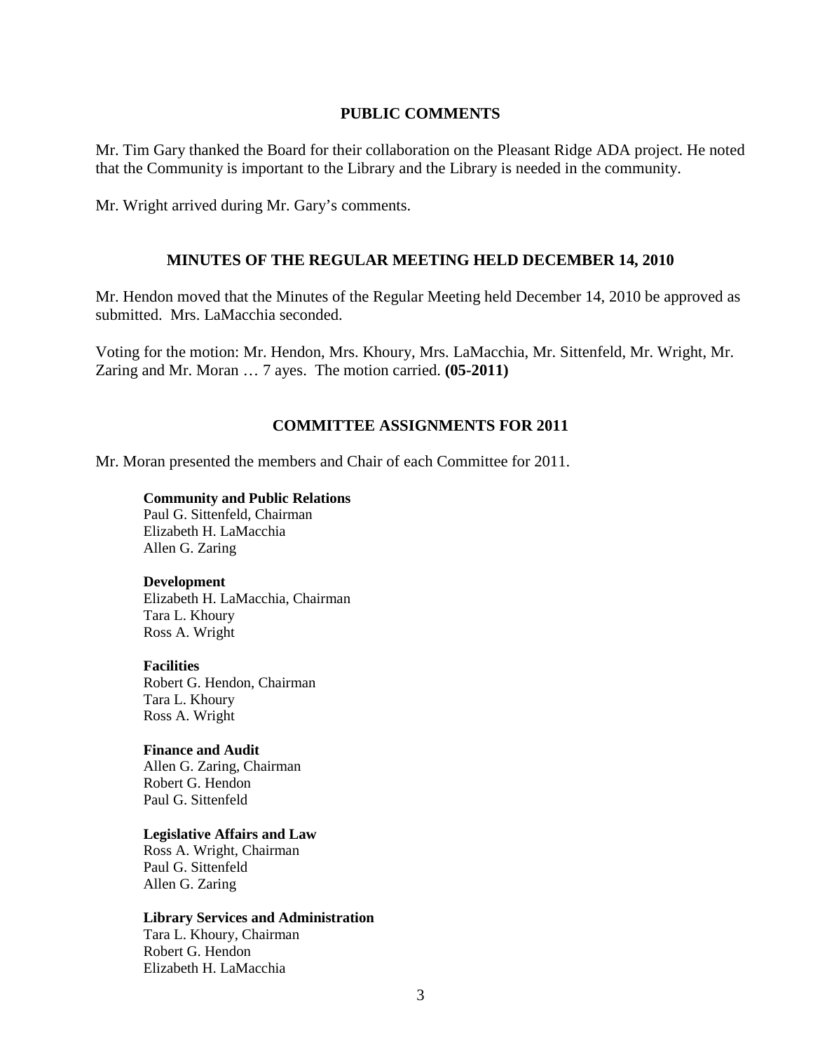## PUBLIC COMMENTS

Mr. Tim Gary thanked the Board for their collaboration on the Pleasant Ridge ADA project. He noted that the Community is important to the Library and the Library is needed in the community.

Mr. Wright arrived during Mr. Gary's comments.

## MINUTES OF THE REGULAR MEETING HELD DECEMBER 14, 2010

Mr. Hendon moved that the Minutes of the Regular Meeting held December 14, 2010 be approved as submitted. Mrs. LaMacchia seconded.

Voting for the motion: Mr. Hendon, Mrs. Khoury, Mrs. LaMacchia, Mr. Sittenfeld, Mr. Wright, Mr. Zaring and Mr. Moran … 7 ayes. The motion carried. **(05-2011)**

## COMMITTEE ASSIGNMENTS FOR 2011

Mr. Moran presented the members and Chair of each Committee for 2011.

**Community and Public Relations**
Paul G. Sittenfeld, Chairman
Elizabeth H. LaMacchia
Allen G. Zaring

**Development**
Elizabeth H. LaMacchia, Chairman
Tara L. Khoury
Ross A. Wright

**Facilities**
Robert G. Hendon, Chairman
Tara L. Khoury
Ross A. Wright

**Finance and Audit**
Allen G. Zaring, Chairman
Robert G. Hendon
Paul G. Sittenfeld

**Legislative Affairs and Law**
Ross A. Wright, Chairman
Paul G. Sittenfeld
Allen G. Zaring

**Library Services and Administration**
Tara L. Khoury, Chairman
Robert G. Hendon
Elizabeth H. LaMacchia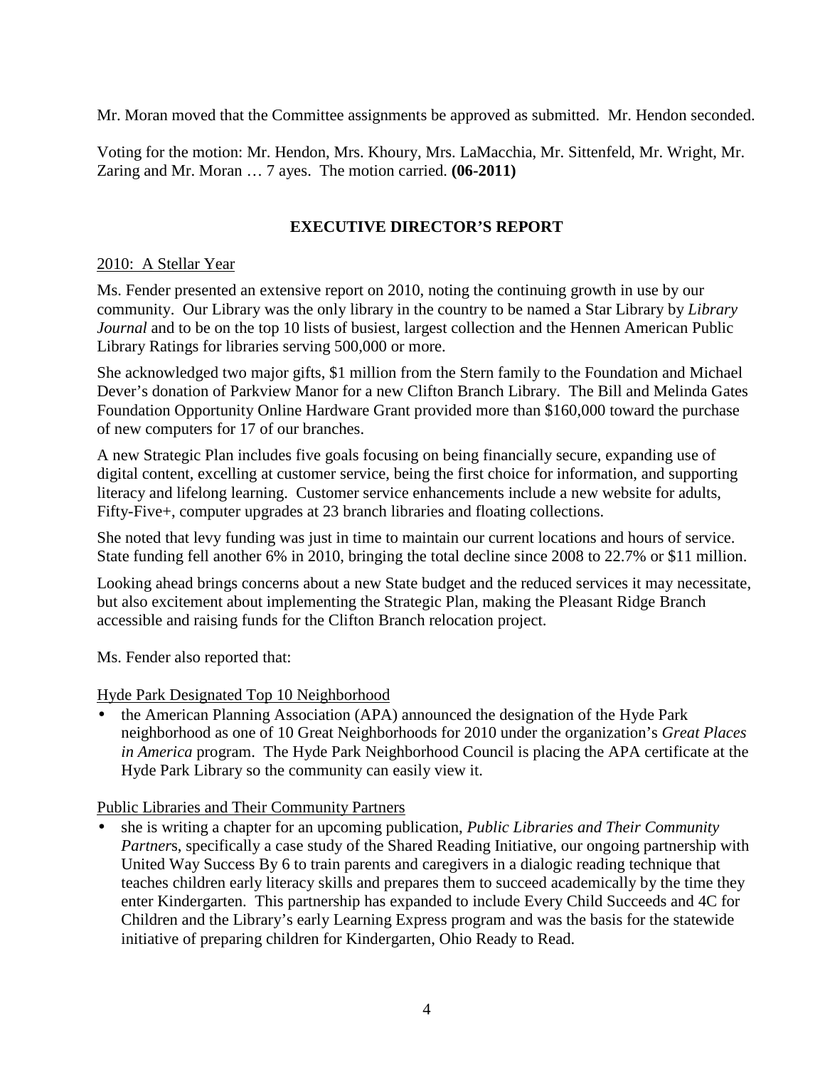Mr. Moran moved that the Committee assignments be approved as submitted. Mr. Hendon seconded.

Voting for the motion: Mr. Hendon, Mrs. Khoury, Mrs. LaMacchia, Mr. Sittenfeld, Mr. Wright, Mr. Zaring and Mr. Moran … 7 ayes. The motion carried. **(06-2011)**

## EXECUTIVE DIRECTOR'S REPORT

2010: A Stellar Year

Ms. Fender presented an extensive report on 2010, noting the continuing growth in use by our community. Our Library was the only library in the country to be named a Star Library by *Library Journal* and to be on the top 10 lists of busiest, largest collection and the Hennen American Public Library Ratings for libraries serving 500,000 or more.

She acknowledged two major gifts, $1 million from the Stern family to the Foundation and Michael Dever's donation of Parkview Manor for a new Clifton Branch Library. The Bill and Melinda Gates Foundation Opportunity Online Hardware Grant provided more than $160,000 toward the purchase of new computers for 17 of our branches.

A new Strategic Plan includes five goals focusing on being financially secure, expanding use of digital content, excelling at customer service, being the first choice for information, and supporting literacy and lifelong learning. Customer service enhancements include a new website for adults, Fifty-Five+, computer upgrades at 23 branch libraries and floating collections.

She noted that levy funding was just in time to maintain our current locations and hours of service. State funding fell another 6% in 2010, bringing the total decline since 2008 to 22.7% or $11 million.

Looking ahead brings concerns about a new State budget and the reduced services it may necessitate, but also excitement about implementing the Strategic Plan, making the Pleasant Ridge Branch accessible and raising funds for the Clifton Branch relocation project.

Ms. Fender also reported that:

Hyde Park Designated Top 10 Neighborhood

- the American Planning Association (APA) announced the designation of the Hyde Park neighborhood as one of 10 Great Neighborhoods for 2010 under the organization's *Great Places in America* program. The Hyde Park Neighborhood Council is placing the APA certificate at the Hyde Park Library so the community can easily view it.

Public Libraries and Their Community Partners

- she is writing a chapter for an upcoming publication, *Public Libraries and Their Community Partners*, specifically a case study of the Shared Reading Initiative, our ongoing partnership with United Way Success By 6 to train parents and caregivers in a dialogic reading technique that teaches children early literacy skills and prepares them to succeed academically by the time they enter Kindergarten. This partnership has expanded to include Every Child Succeeds and 4C for Children and the Library's early Learning Express program and was the basis for the statewide initiative of preparing children for Kindergarten, Ohio Ready to Read.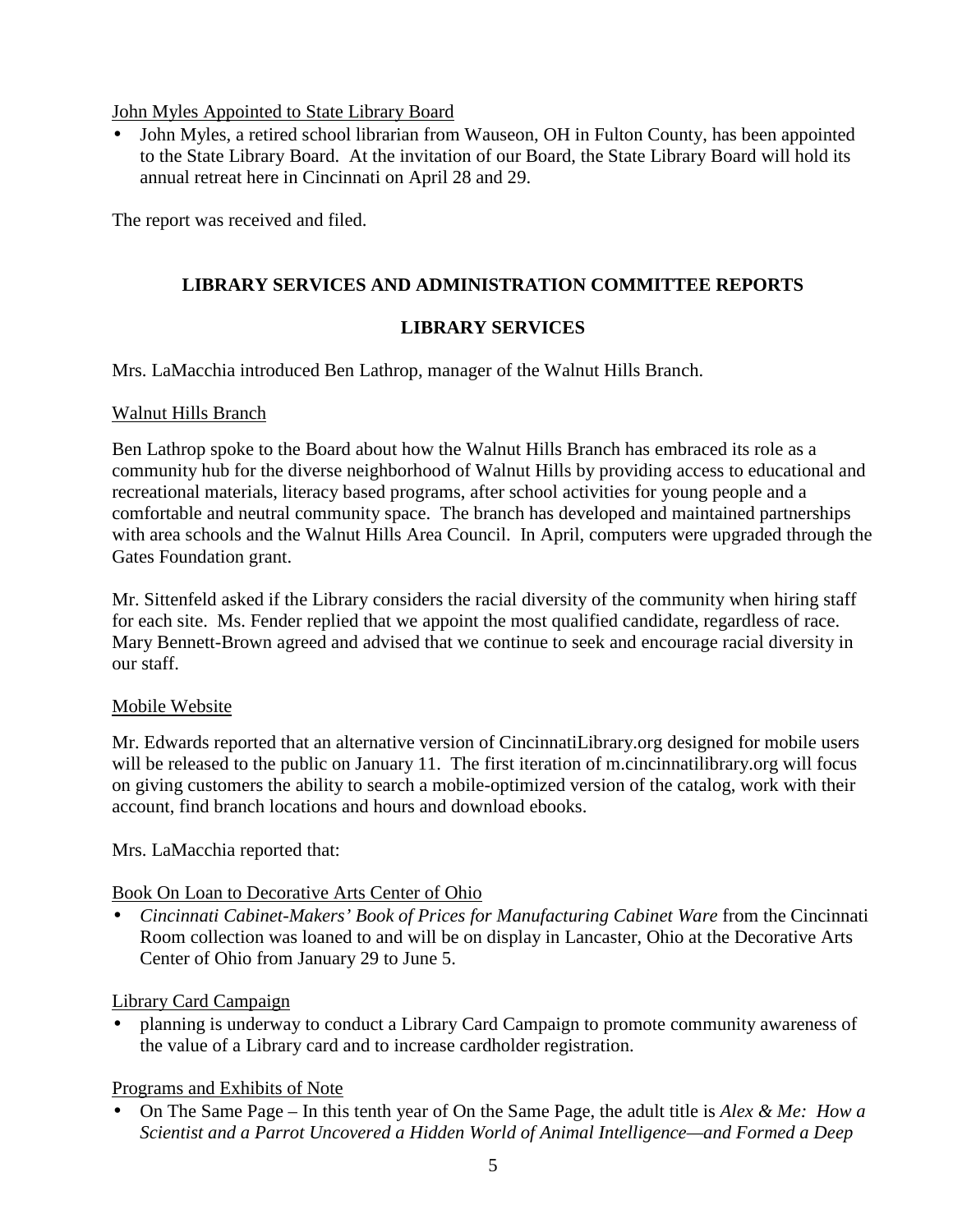<u>John Myles Appointed to State Library Board</u>

- John Myles, a retired school librarian from Wauseon, OH in Fulton County, has been appointed to the State Library Board. At the invitation of our Board, the State Library Board will hold its annual retreat here in Cincinnati on April 28 and 29.

The report was received and filed.

## LIBRARY SERVICES AND ADMINISTRATION COMMITTEE REPORTS

### LIBRARY SERVICES

Mrs. LaMacchia introduced Ben Lathrop, manager of the Walnut Hills Branch.

<u>Walnut Hills Branch</u>

Ben Lathrop spoke to the Board about how the Walnut Hills Branch has embraced its role as a community hub for the diverse neighborhood of Walnut Hills by providing access to educational and recreational materials, literacy based programs, after school activities for young people and a comfortable and neutral community space. The branch has developed and maintained partnerships with area schools and the Walnut Hills Area Council. In April, computers were upgraded through the Gates Foundation grant.

Mr. Sittenfeld asked if the Library considers the racial diversity of the community when hiring staff for each site. Ms. Fender replied that we appoint the most qualified candidate, regardless of race. Mary Bennett-Brown agreed and advised that we continue to seek and encourage racial diversity in our staff.

<u>Mobile Website</u>

Mr. Edwards reported that an alternative version of CincinnatiLibrary.org designed for mobile users will be released to the public on January 11. The first iteration of m.cincinnatilibrary.org will focus on giving customers the ability to search a mobile-optimized version of the catalog, work with their account, find branch locations and hours and download ebooks.

Mrs. LaMacchia reported that:

<u>Book On Loan to Decorative Arts Center of Ohio</u>

- *Cincinnati Cabinet-Makers' Book of Prices for Manufacturing Cabinet Ware* from the Cincinnati Room collection was loaned to and will be on display in Lancaster, Ohio at the Decorative Arts Center of Ohio from January 29 to June 5.

<u>Library Card Campaign</u>

- planning is underway to conduct a Library Card Campaign to promote community awareness of the value of a Library card and to increase cardholder registration.

<u>Programs and Exhibits of Note</u>

- On The Same Page – In this tenth year of On the Same Page, the adult title is *Alex & Me: How a Scientist and a Parrot Uncovered a Hidden World of Animal Intelligence—and Formed a Deep*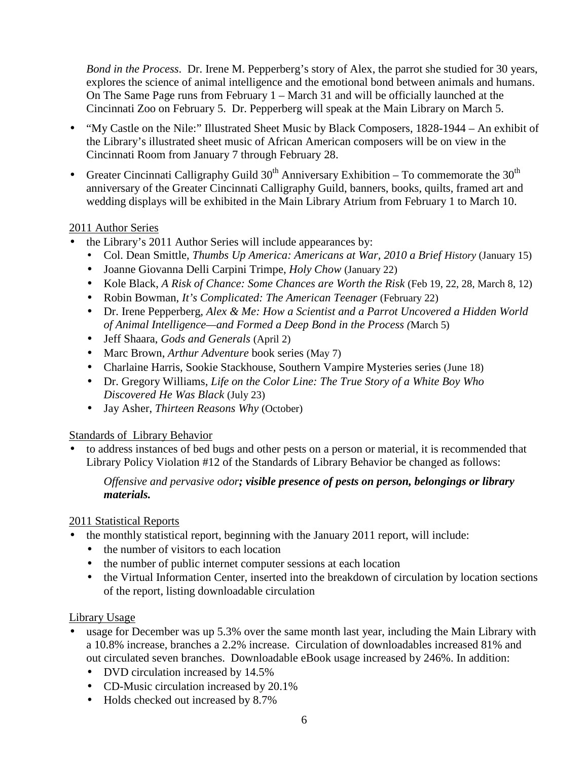*Bond in the Process*. Dr. Irene M. Pepperberg's story of Alex, the parrot she studied for 30 years, explores the science of animal intelligence and the emotional bond between animals and humans. On The Same Page runs from February 1 – March 31 and will be officially launched at the Cincinnati Zoo on February 5. Dr. Pepperberg will speak at the Main Library on March 5.

- "My Castle on the Nile:" Illustrated Sheet Music by Black Composers, 1828-1944 – An exhibit of the Library's illustrated sheet music of African American composers will be on view in the Cincinnati Room from January 7 through February 28.
- Greater Cincinnati Calligraphy Guild 30th Anniversary Exhibition – To commemorate the 30th anniversary of the Greater Cincinnati Calligraphy Guild, banners, books, quilts, framed art and wedding displays will be exhibited in the Main Library Atrium from February 1 to March 10.

<u>2011 Author Series</u>

- the Library's 2011 Author Series will include appearances by:
  - Col. Dean Smittle, *Thumbs Up America: Americans at War, 2010 a Brief History* (January 15)
  - Joanne Giovanna Delli Carpini Trimpe, *Holy Chow* (January 22)
  - Kole Black, *A Risk of Chance: Some Chances are Worth the Risk* (Feb 19, 22, 28, March 8, 12)
  - Robin Bowman, *It's Complicated: The American Teenager* (February 22)
  - Dr. Irene Pepperberg, *Alex & Me: How a Scientist and a Parrot Uncovered a Hidden World of Animal Intelligence—and Formed a Deep Bond in the Process (*March 5)
  - Jeff Shaara, *Gods and Generals* (April 2)
  - Marc Brown, *Arthur Adventure* book series (May 7)
  - Charlaine Harris, Sookie Stackhouse, Southern Vampire Mysteries series (June 18)
  - Dr. Gregory Williams, *Life on the Color Line: The True Story of a White Boy Who Discovered He Was Black* (July 23)
  - Jay Asher, *Thirteen Reasons Why* (October)

<u>Standards of Library Behavior</u>

- to address instances of bed bugs and other pests on a person or material, it is recommended that Library Policy Violation #12 of the Standards of Library Behavior be changed as follows:

  *Offensive and pervasive odor**; visible presence of pests on person, belongings or library materials.***

<u>2011 Statistical Reports</u>

- the monthly statistical report, beginning with the January 2011 report, will include:
  - the number of visitors to each location
  - the number of public internet computer sessions at each location
  - the Virtual Information Center, inserted into the breakdown of circulation by location sections of the report, listing downloadable circulation

<u>Library Usage</u>

- usage for December was up 5.3% over the same month last year, including the Main Library with a 10.8% increase, branches a 2.2% increase. Circulation of downloadables increased 81% and out circulated seven branches. Downloadable eBook usage increased by 246%. In addition:
  - DVD circulation increased by 14.5%
  - CD-Music circulation increased by 20.1%
  - Holds checked out increased by 8.7%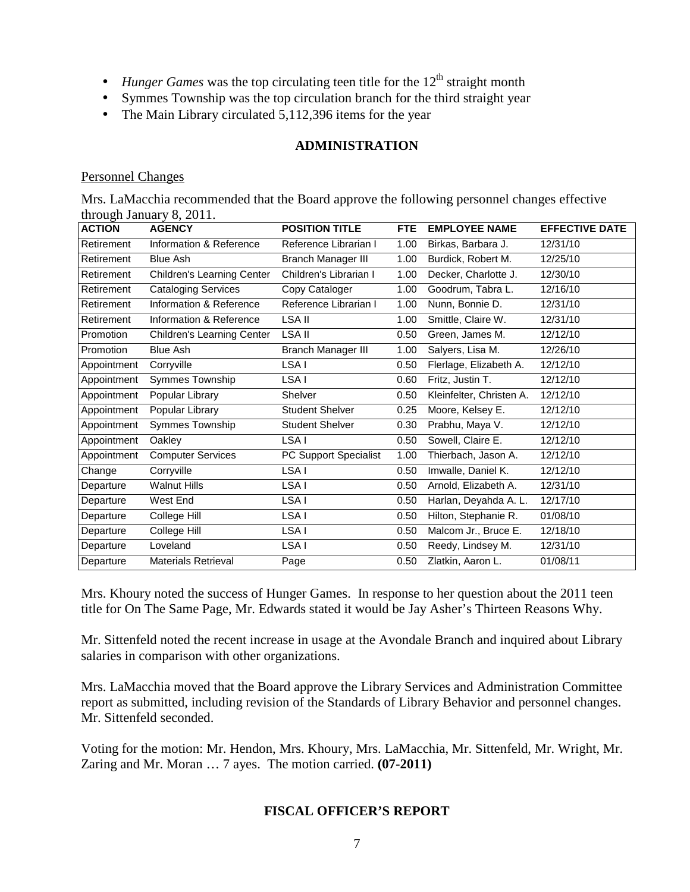- *Hunger Games* was the top circulating teen title for the 12th straight month
- Symmes Township was the top circulation branch for the third straight year
- The Main Library circulated 5,112,396 items for the year

## ADMINISTRATION

Personnel Changes

Mrs. LaMacchia recommended that the Board approve the following personnel changes effective through January 8, 2011.

| ACTION | AGENCY | POSITION TITLE | FTE | EMPLOYEE NAME | EFFECTIVE DATE |
|---|---|---|---|---|---|
| Retirement | Information & Reference | Reference Librarian I | 1.00 | Birkas, Barbara J. | 12/31/10 |
| Retirement | Blue Ash | Branch Manager III | 1.00 | Burdick, Robert M. | 12/25/10 |
| Retirement | Children's Learning Center | Children's Librarian I | 1.00 | Decker, Charlotte J. | 12/30/10 |
| Retirement | Cataloging Services | Copy Cataloger | 1.00 | Goodrum, Tabra L. | 12/16/10 |
| Retirement | Information & Reference | Reference Librarian I | 1.00 | Nunn, Bonnie D. | 12/31/10 |
| Retirement | Information & Reference | LSA II | 1.00 | Smittle, Claire W. | 12/31/10 |
| Promotion | Children's Learning Center | LSA II | 0.50 | Green, James M. | 12/12/10 |
| Promotion | Blue Ash | Branch Manager III | 1.00 | Salyers, Lisa M. | 12/26/10 |
| Appointment | Corryville | LSA I | 0.50 | Flerlage, Elizabeth A. | 12/12/10 |
| Appointment | Symmes Township | LSA I | 0.60 | Fritz, Justin T. | 12/12/10 |
| Appointment | Popular Library | Shelver | 0.50 | Kleinfelter, Christen A. | 12/12/10 |
| Appointment | Popular Library | Student Shelver | 0.25 | Moore, Kelsey E. | 12/12/10 |
| Appointment | Symmes Township | Student Shelver | 0.30 | Prabhu, Maya V. | 12/12/10 |
| Appointment | Oakley | LSA I | 0.50 | Sowell, Claire E. | 12/12/10 |
| Appointment | Computer Services | PC Support Specialist | 1.00 | Thierbach, Jason A. | 12/12/10 |
| Change | Corryville | LSA I | 0.50 | Imwalle, Daniel K. | 12/12/10 |
| Departure | Walnut Hills | LSA I | 0.50 | Arnold, Elizabeth A. | 12/31/10 |
| Departure | West End | LSA I | 0.50 | Harlan, Deyahda A. L. | 12/17/10 |
| Departure | College Hill | LSA I | 0.50 | Hilton, Stephanie R. | 01/08/10 |
| Departure | College Hill | LSA I | 0.50 | Malcom Jr., Bruce E. | 12/18/10 |
| Departure | Loveland | LSA I | 0.50 | Reedy, Lindsey M. | 12/31/10 |
| Departure | Materials Retrieval | Page | 0.50 | Zlatkin, Aaron L. | 01/08/11 |

Mrs. Khoury noted the success of Hunger Games. In response to her question about the 2011 teen title for On The Same Page, Mr. Edwards stated it would be Jay Asher's Thirteen Reasons Why.

Mr. Sittenfeld noted the recent increase in usage at the Avondale Branch and inquired about Library salaries in comparison with other organizations.

Mrs. LaMacchia moved that the Board approve the Library Services and Administration Committee report as submitted, including revision of the Standards of Library Behavior and personnel changes. Mr. Sittenfeld seconded.

Voting for the motion: Mr. Hendon, Mrs. Khoury, Mrs. LaMacchia, Mr. Sittenfeld, Mr. Wright, Mr. Zaring and Mr. Moran … 7 ayes. The motion carried. **(07-2011)**

## FISCAL OFFICER'S REPORT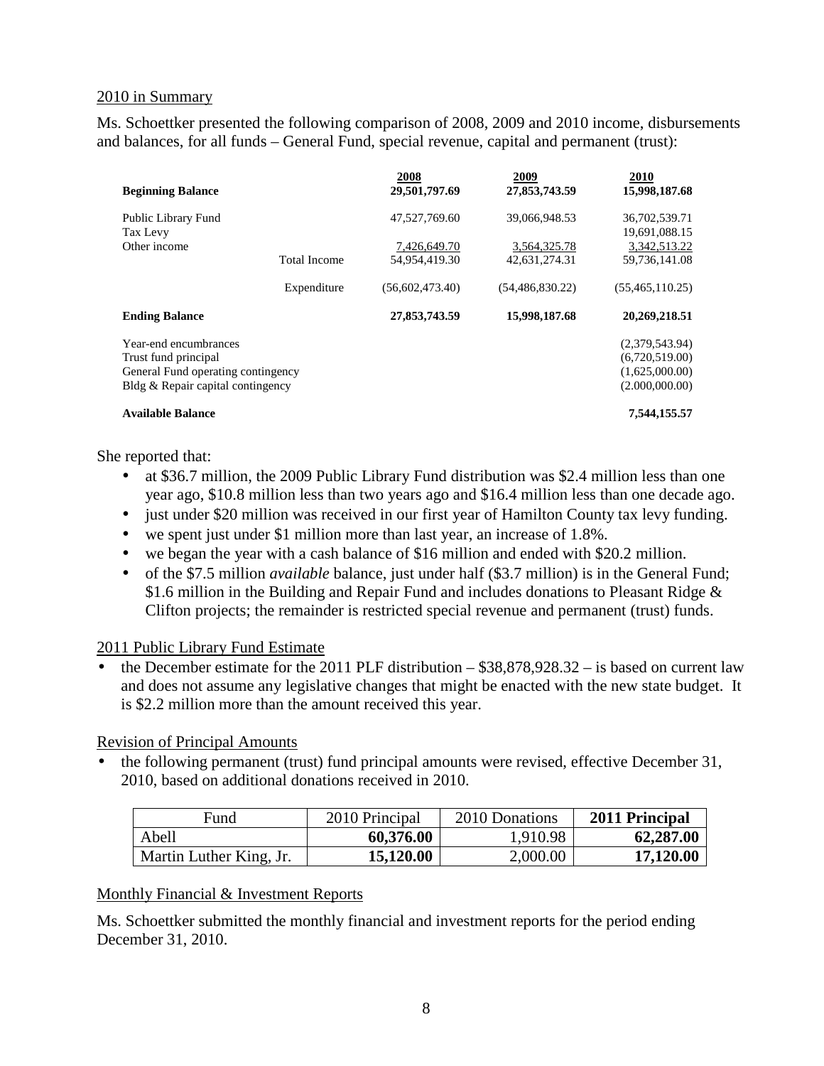### 2010 in Summary

Ms. Schoettker presented the following comparison of 2008, 2009 and 2010 income, disbursements and balances, for all funds – General Fund, special revenue, capital and permanent (trust):

| | | 2008 | 2009 | 2010 |
|---|---|---|---|---|
| **Beginning Balance** | | **29,501,797.69** | **27,853,743.59** | **15,998,187.68** |
| Public Library Fund | | 47,527,769.60 | 39,066,948.53 | 36,702,539.71 |
| Tax Levy | | | | 19,691,088.15 |
| Other income | | 7,426,649.70 | 3,564,325.78 | 3,342,513.22 |
| | Total Income | 54,954,419.30 | 42,631,274.31 | 59,736,141.08 |
| | Expenditure | (56,602,473.40) | (54,486,830.22) | (55,465,110.25) |
| **Ending Balance** | | **27,853,743.59** | **15,998,187.68** | **20,269,218.51** |
| Year-end encumbrances | | | | (2,379,543.94) |
| Trust fund principal | | | | (6,720,519.00) |
| General Fund operating contingency | | | | (1,625,000.00) |
| Bldg & Repair capital contingency | | | | (2.000,000.00) |
| **Available Balance** | | | | **7,544,155.57** |

She reported that:

- at $36.7 million, the 2009 Public Library Fund distribution was $2.4 million less than one year ago, $10.8 million less than two years ago and $16.4 million less than one decade ago.
- just under $20 million was received in our first year of Hamilton County tax levy funding.
- we spent just under $1 million more than last year, an increase of 1.8%.
- we began the year with a cash balance of $16 million and ended with $20.2 million.
- of the $7.5 million *available* balance, just under half ($3.7 million) is in the General Fund; $1.6 million in the Building and Repair Fund and includes donations to Pleasant Ridge & Clifton projects; the remainder is restricted special revenue and permanent (trust) funds.

### 2011 Public Library Fund Estimate

- the December estimate for the 2011 PLF distribution – $38,878,928.32 – is based on current law and does not assume any legislative changes that might be enacted with the new state budget. It is $2.2 million more than the amount received this year.

### Revision of Principal Amounts

- the following permanent (trust) fund principal amounts were revised, effective December 31, 2010, based on additional donations received in 2010.

| Fund | 2010 Principal | 2010 Donations | 2011 Principal |
|---|---|---|---|
| Abell | **60,376.00** | 1,910.98 | **62,287.00** |
| Martin Luther King, Jr. | **15,120.00** | 2,000.00 | **17,120.00** |

### Monthly Financial & Investment Reports

Ms. Schoettker submitted the monthly financial and investment reports for the period ending December 31, 2010.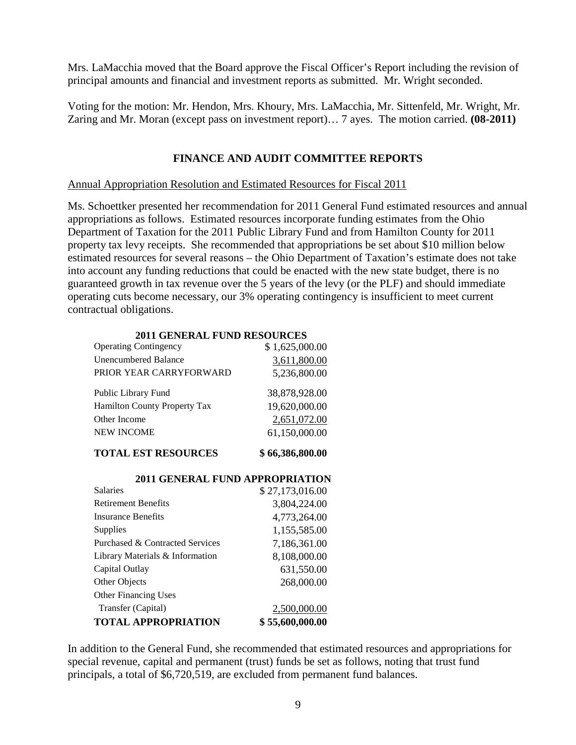Mrs. LaMacchia moved that the Board approve the Fiscal Officer's Report including the revision of principal amounts and financial and investment reports as submitted. Mr. Wright seconded.

Voting for the motion: Mr. Hendon, Mrs. Khoury, Mrs. LaMacchia, Mr. Sittenfeld, Mr. Wright, Mr. Zaring and Mr. Moran (except pass on investment report)… 7 ayes. The motion carried. **(08-2011)**

## FINANCE AND AUDIT COMMITTEE REPORTS

Annual Appropriation Resolution and Estimated Resources for Fiscal 2011

Ms. Schoettker presented her recommendation for 2011 General Fund estimated resources and annual appropriations as follows. Estimated resources incorporate funding estimates from the Ohio Department of Taxation for the 2011 Public Library Fund and from Hamilton County for 2011 property tax levy receipts. She recommended that appropriations be set about $10 million below estimated resources for several reasons – the Ohio Department of Taxation's estimate does not take into account any funding reductions that could be enacted with the new state budget, there is no guaranteed growth in tax revenue over the 5 years of the levy (or the PLF) and should immediate operating cuts become necessary, our 3% operating contingency is insufficient to meet current contractual obligations.

| **2011 GENERAL FUND RESOURCES** | |
|---|---|
| Operating Contingency | $ 1,625,000.00 |
| Unencumbered Balance | 3,611,800.00 |
| PRIOR YEAR CARRYFORWARD | 5,236,800.00 |
| Public Library Fund | 38,878,928.00 |
| Hamilton County Property Tax | 19,620,000.00 |
| Other Income | 2,651,072.00 |
| NEW INCOME | 61,150,000.00 |
| **TOTAL EST RESOURCES** | **$ 66,386,800.00** |

| **2011 GENERAL FUND APPROPRIATION** | |
|---|---|
| Salaries | $ 27,173,016.00 |
| Retirement Benefits | 3,804,224.00 |
| Insurance Benefits | 4,773,264.00 |
| Supplies | 1,155,585.00 |
| Purchased & Contracted Services | 7,186,361.00 |
| Library Materials & Information | 8,108,000.00 |
| Capital Outlay | 631,550.00 |
| Other Objects | 268,000.00 |
| Other Financing Uses | |
| Transfer (Capital) | 2,500,000.00 |
| **TOTAL APPROPRIATION** | **$ 55,600,000.00** |

In addition to the General Fund, she recommended that estimated resources and appropriations for special revenue, capital and permanent (trust) funds be set as follows, noting that trust fund principals, a total of $6,720,519, are excluded from permanent fund balances.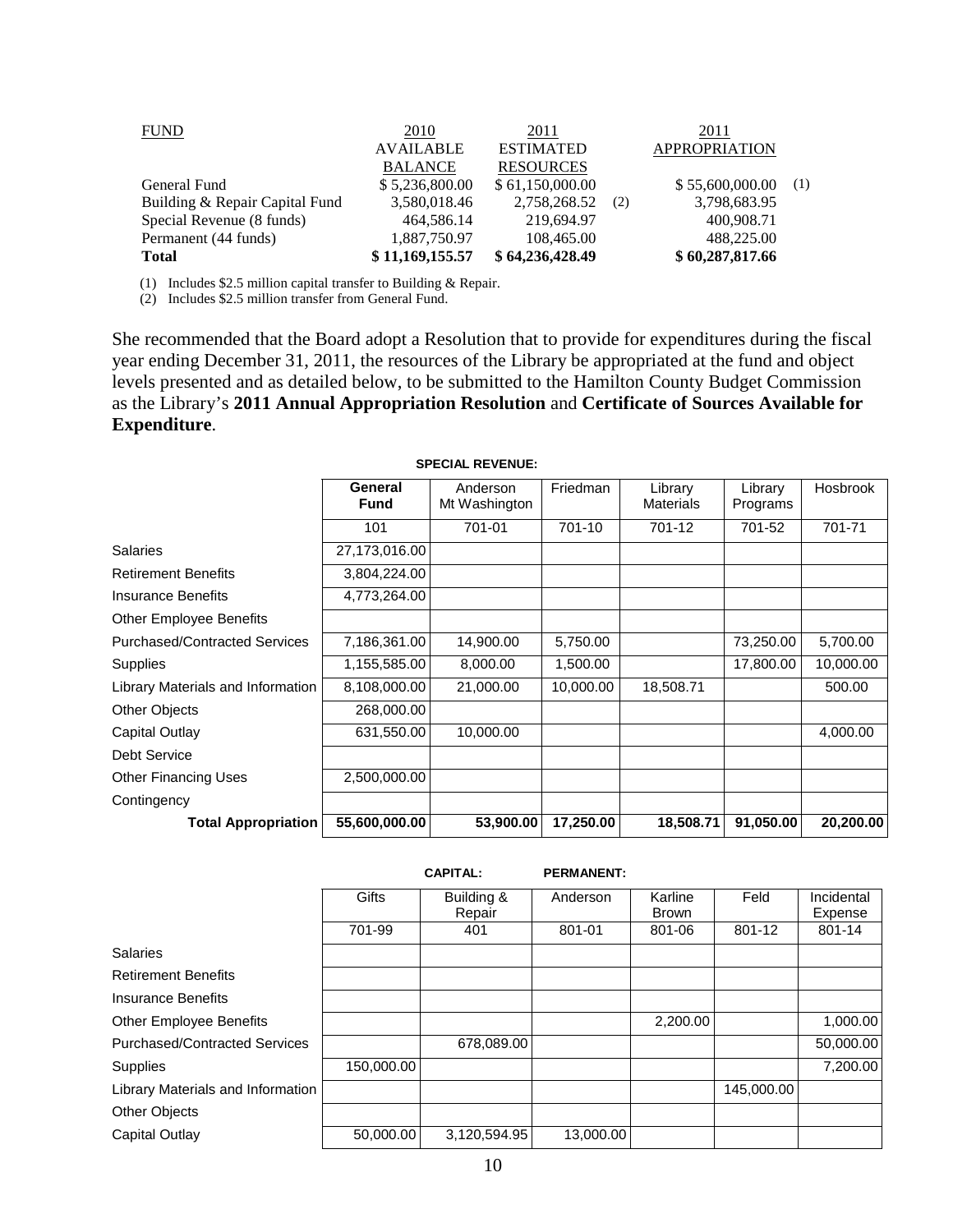| FUND | 2010 AVAILABLE BALANCE | 2011 ESTIMATED RESOURCES | | 2011 APPROPRIATION | |
|---|---|---|---|---|---|
| General Fund | $ 5,236,800.00 | $ 61,150,000.00 | | $ 55,600,000.00 | (1) |
| Building & Repair Capital Fund | 3,580,018.46 | 2,758,268.52 | (2) | 3,798,683.95 | |
| Special Revenue (8 funds) | 464,586.14 | 219,694.97 | | 400,908.71 | |
| Permanent (44 funds) | 1,887,750.97 | 108,465.00 | | 488,225.00 | |
| **Total** | **$ 11,169,155.57** | **$ 64,236,428.49** | | **$ 60,287,817.66** | |

(1) Includes $2.5 million capital transfer to Building & Repair.
(2) Includes $2.5 million transfer from General Fund.

She recommended that the Board adopt a Resolution that to provide for expenditures during the fiscal year ending December 31, 2011, the resources of the Library be appropriated at the fund and object levels presented and as detailed below, to be submitted to the Hamilton County Budget Commission as the Library's **2011 Annual Appropriation Resolution** and **Certificate of Sources Available for Expenditure**.

| | | **SPECIAL REVENUE:** | | | | |
|---|---|---|---|---|---|---|
| | **General Fund** | Anderson Mt Washington | Friedman | Library Materials | Library Programs | Hosbrook |
| | 101 | 701-01 | 701-10 | 701-12 | 701-52 | 701-71 |
| Salaries | 27,173,016.00 | | | | | |
| Retirement Benefits | 3,804,224.00 | | | | | |
| Insurance Benefits | 4,773,264.00 | | | | | |
| Other Employee Benefits | | | | | | |
| Purchased/Contracted Services | 7,186,361.00 | 14,900.00 | 5,750.00 | | 73,250.00 | 5,700.00 |
| Supplies | 1,155,585.00 | 8,000.00 | 1,500.00 | | 17,800.00 | 10,000.00 |
| Library Materials and Information | 8,108,000.00 | 21,000.00 | 10,000.00 | 18,508.71 | | 500.00 |
| Other Objects | 268,000.00 | | | | | |
| Capital Outlay | 631,550.00 | 10,000.00 | | | | 4,000.00 |
| Debt Service | | | | | | |
| Other Financing Uses | 2,500,000.00 | | | | | |
| Contingency | | | | | | |
| **Total Appropriation** | **55,600,000.00** | **53,900.00** | **17,250.00** | **18,508.71** | **91,050.00** | **20,200.00** |

| | | **CAPITAL:** | **PERMANENT:** | | | |
|---|---|---|---|---|---|---|
| | Gifts | Building & Repair | Anderson | Karline Brown | Feld | Incidental Expense |
| | 701-99 | 401 | 801-01 | 801-06 | 801-12 | 801-14 |
| Salaries | | | | | | |
| Retirement Benefits | | | | | | |
| Insurance Benefits | | | | | | |
| Other Employee Benefits | | | | 2,200.00 | | 1,000.00 |
| Purchased/Contracted Services | | 678,089.00 | | | | 50,000.00 |
| Supplies | 150,000.00 | | | | | 7,200.00 |
| Library Materials and Information | | | | | 145,000.00 | |
| Other Objects | | | | | | |
| Capital Outlay | 50,000.00 | 3,120,594.95 | 13,000.00 | | | |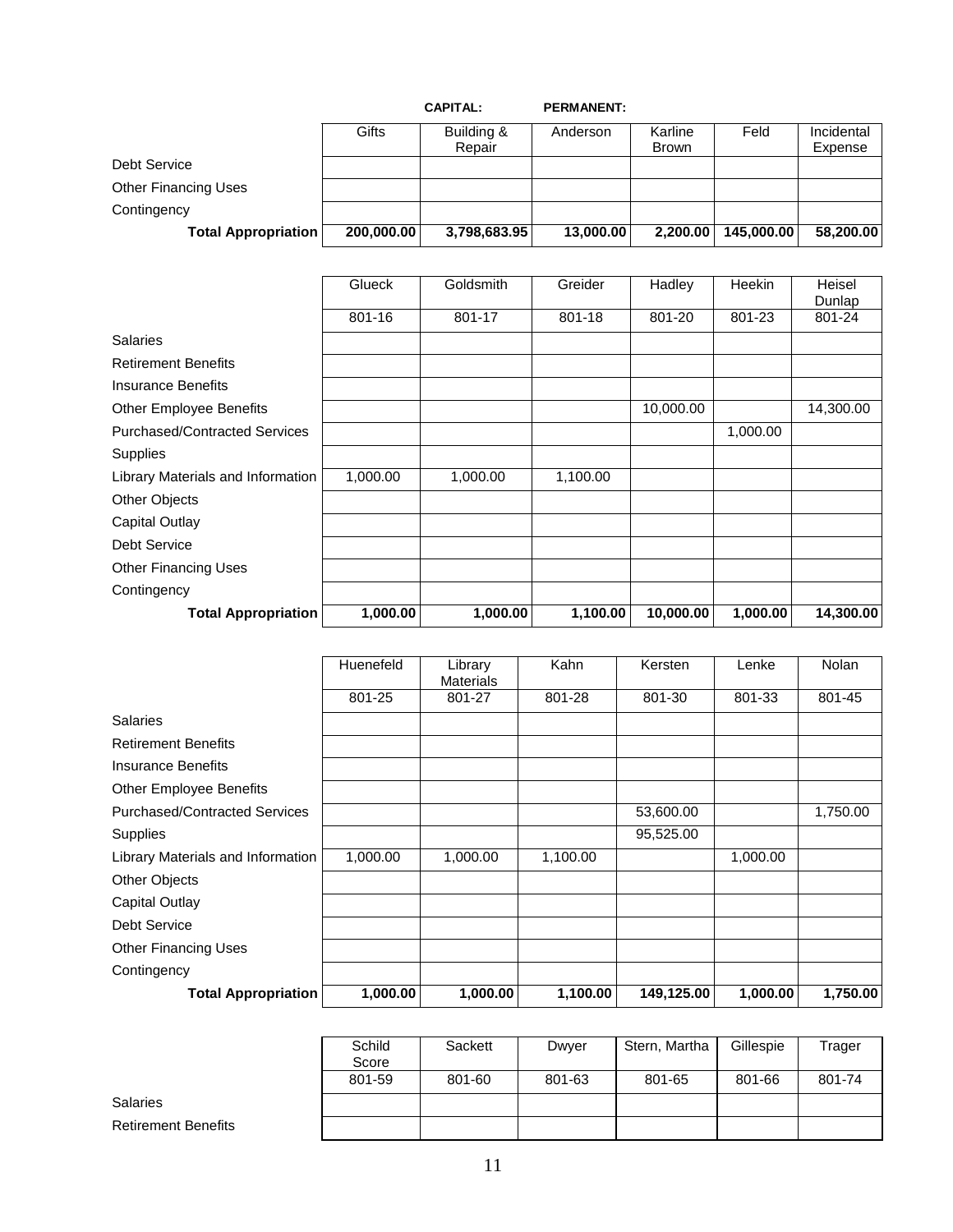| | CAPITAL: | | PERMANENT: | | | |
|---|---|---|---|---|---|---|
| | Gifts | Building & Repair | Anderson | Karline Brown | Feld | Incidental Expense |
| Debt Service | | | | | | |
| Other Financing Uses | | | | | | |
| Contingency | | | | | | |
| **Total Appropriation** | **200,000.00** | **3,798,683.95** | **13,000.00** | **2,200.00** | **145,000.00** | **58,200.00** |

| | Glueck | Goldsmith | Greider | Hadley | Heekin | Heisel Dunlap |
|---|---|---|---|---|---|---|
| | 801-16 | 801-17 | 801-18 | 801-20 | 801-23 | 801-24 |
| Salaries | | | | | | |
| Retirement Benefits | | | | | | |
| Insurance Benefits | | | | | | |
| Other Employee Benefits | | | | 10,000.00 | | 14,300.00 |
| Purchased/Contracted Services | | | | | 1,000.00 | |
| Supplies | | | | | | |
| Library Materials and Information | 1,000.00 | 1,000.00 | 1,100.00 | | | |
| Other Objects | | | | | | |
| Capital Outlay | | | | | | |
| Debt Service | | | | | | |
| Other Financing Uses | | | | | | |
| Contingency | | | | | | |
| **Total Appropriation** | **1,000.00** | **1,000.00** | **1,100.00** | **10,000.00** | **1,000.00** | **14,300.00** |

| | Huenefeld | Library Materials | Kahn | Kersten | Lenke | Nolan |
|---|---|---|---|---|---|---|
| | 801-25 | 801-27 | 801-28 | 801-30 | 801-33 | 801-45 |
| Salaries | | | | | | |
| Retirement Benefits | | | | | | |
| Insurance Benefits | | | | | | |
| Other Employee Benefits | | | | | | |
| Purchased/Contracted Services | | | | 53,600.00 | | 1,750.00 |
| Supplies | | | | 95,525.00 | | |
| Library Materials and Information | 1,000.00 | 1,000.00 | 1,100.00 | | 1,000.00 | |
| Other Objects | | | | | | |
| Capital Outlay | | | | | | |
| Debt Service | | | | | | |
| Other Financing Uses | | | | | | |
| Contingency | | | | | | |
| **Total Appropriation** | **1,000.00** | **1,000.00** | **1,100.00** | **149,125.00** | **1,000.00** | **1,750.00** |

| | Schild Score | Sackett | Dwyer | Stern, Martha | Gillespie | Trager |
|---|---|---|---|---|---|---|
| | 801-59 | 801-60 | 801-63 | 801-65 | 801-66 | 801-74 |
| Salaries | | | | | | |
| Retirement Benefits | | | | | | |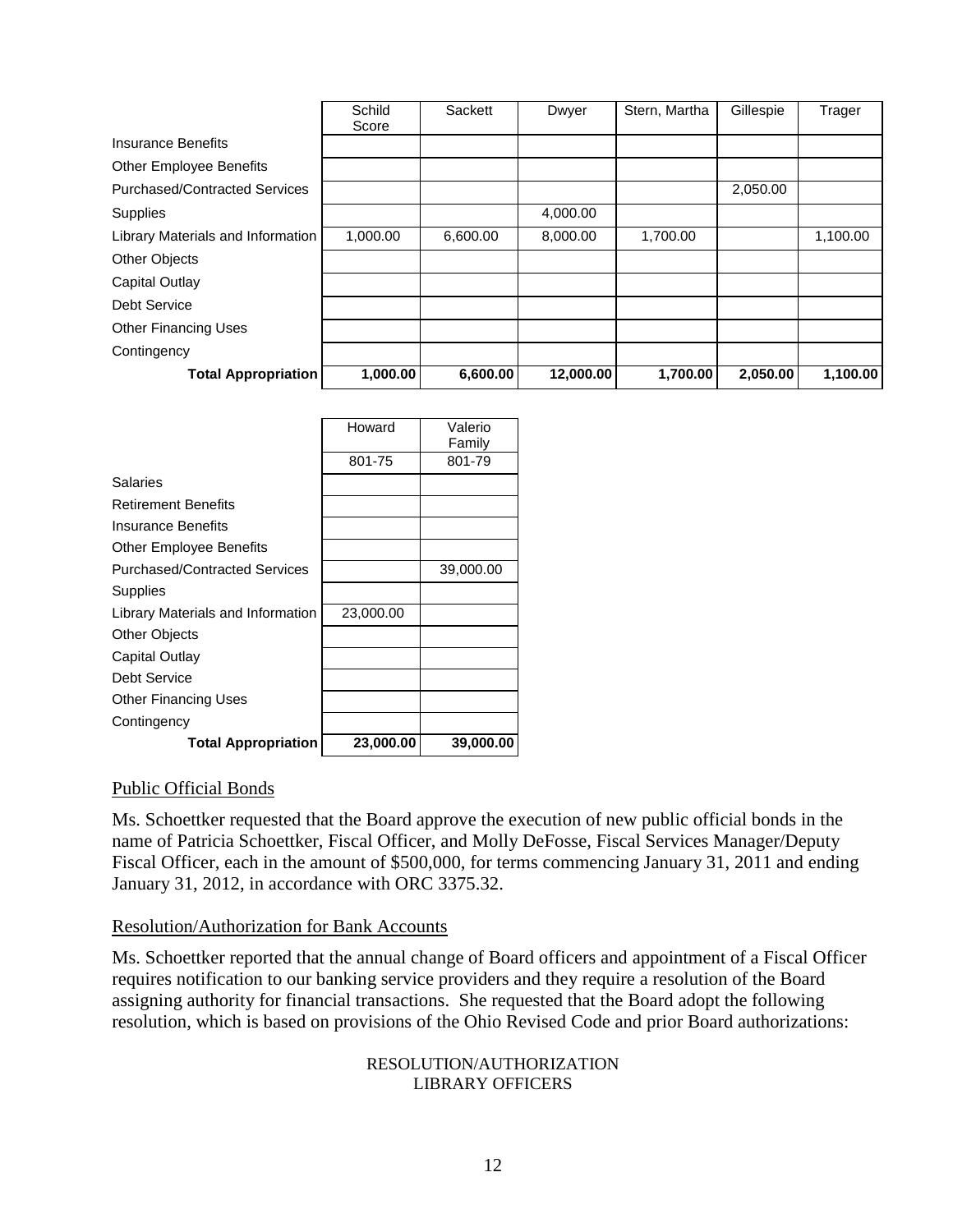| | Schild Score | Sackett | Dwyer | Stern, Martha | Gillespie | Trager |
|---|---|---|---|---|---|---|
| Insurance Benefits | | | | | | |
| Other Employee Benefits | | | | | | |
| Purchased/Contracted Services | | | | | 2,050.00 | |
| Supplies | | | 4,000.00 | | | |
| Library Materials and Information | 1,000.00 | 6,600.00 | 8,000.00 | 1,700.00 | | 1,100.00 |
| Other Objects | | | | | | |
| Capital Outlay | | | | | | |
| Debt Service | | | | | | |
| Other Financing Uses | | | | | | |
| Contingency | | | | | | |
| **Total Appropriation** | **1,000.00** | **6,600.00** | **12,000.00** | **1,700.00** | **2,050.00** | **1,100.00** |

| | Howard | Valerio Family |
|---|---|---|
| | 801-75 | 801-79 |
| Salaries | | |
| Retirement Benefits | | |
| Insurance Benefits | | |
| Other Employee Benefits | | |
| Purchased/Contracted Services | | 39,000.00 |
| Supplies | | |
| Library Materials and Information | 23,000.00 | |
| Other Objects | | |
| Capital Outlay | | |
| Debt Service | | |
| Other Financing Uses | | |
| Contingency | | |
| **Total Appropriation** | **23,000.00** | **39,000.00** |

Public Official Bonds

Ms. Schoettker requested that the Board approve the execution of new public official bonds in the name of Patricia Schoettker, Fiscal Officer, and Molly DeFosse, Fiscal Services Manager/Deputy Fiscal Officer, each in the amount of $500,000, for terms commencing January 31, 2011 and ending January 31, 2012, in accordance with ORC 3375.32.

Resolution/Authorization for Bank Accounts

Ms. Schoettker reported that the annual change of Board officers and appointment of a Fiscal Officer requires notification to our banking service providers and they require a resolution of the Board assigning authority for financial transactions. She requested that the Board adopt the following resolution, which is based on provisions of the Ohio Revised Code and prior Board authorizations:

RESOLUTION/AUTHORIZATION
LIBRARY OFFICERS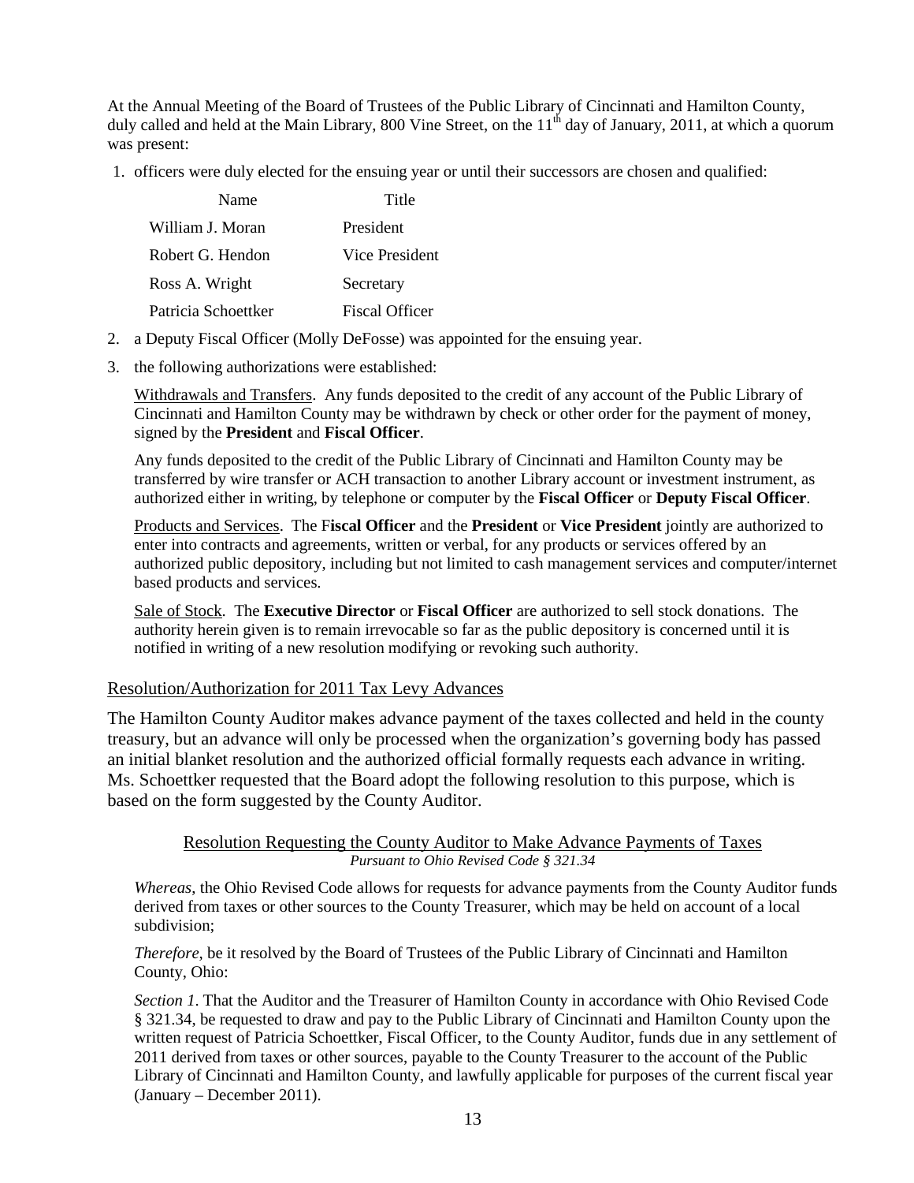At the Annual Meeting of the Board of Trustees of the Public Library of Cincinnati and Hamilton County, duly called and held at the Main Library, 800 Vine Street, on the 11th day of January, 2011, at which a quorum was present:

1. officers were duly elected for the ensuing year or until their successors are chosen and qualified:

| Name | Title |
|---|---|
| William J. Moran | President |
| Robert G. Hendon | Vice President |
| Ross A. Wright | Secretary |
| Patricia Schoettker | Fiscal Officer |

2. a Deputy Fiscal Officer (Molly DeFosse) was appointed for the ensuing year.
3. the following authorizations were established:

   Withdrawals and Transfers. Any funds deposited to the credit of any account of the Public Library of Cincinnati and Hamilton County may be withdrawn by check or other order for the payment of money, signed by the **President** and **Fiscal Officer**.

   Any funds deposited to the credit of the Public Library of Cincinnati and Hamilton County may be transferred by wire transfer or ACH transaction to another Library account or investment instrument, as authorized either in writing, by telephone or computer by the **Fiscal Officer** or **Deputy Fiscal Officer**.

   Products and Services. The F**iscal Officer** and the **President** or **Vice President** jointly are authorized to enter into contracts and agreements, written or verbal, for any products or services offered by an authorized public depository, including but not limited to cash management services and computer/internet based products and services.

   Sale of Stock. The **Executive Director** or **Fiscal Officer** are authorized to sell stock donations. The authority herein given is to remain irrevocable so far as the public depository is concerned until it is notified in writing of a new resolution modifying or revoking such authority.

## Resolution/Authorization for 2011 Tax Levy Advances

The Hamilton County Auditor makes advance payment of the taxes collected and held in the county treasury, but an advance will only be processed when the organization's governing body has passed an initial blanket resolution and the authorized official formally requests each advance in writing. Ms. Schoettker requested that the Board adopt the following resolution to this purpose, which is based on the form suggested by the County Auditor.

### Resolution Requesting the County Auditor to Make Advance Payments of Taxes

*Pursuant to Ohio Revised Code § 321.34*

*Whereas*, the Ohio Revised Code allows for requests for advance payments from the County Auditor funds derived from taxes or other sources to the County Treasurer, which may be held on account of a local subdivision;

*Therefore*, be it resolved by the Board of Trustees of the Public Library of Cincinnati and Hamilton County, Ohio:

*Section 1*. That the Auditor and the Treasurer of Hamilton County in accordance with Ohio Revised Code § 321.34, be requested to draw and pay to the Public Library of Cincinnati and Hamilton County upon the written request of Patricia Schoettker, Fiscal Officer, to the County Auditor, funds due in any settlement of 2011 derived from taxes or other sources, payable to the County Treasurer to the account of the Public Library of Cincinnati and Hamilton County, and lawfully applicable for purposes of the current fiscal year (January – December 2011).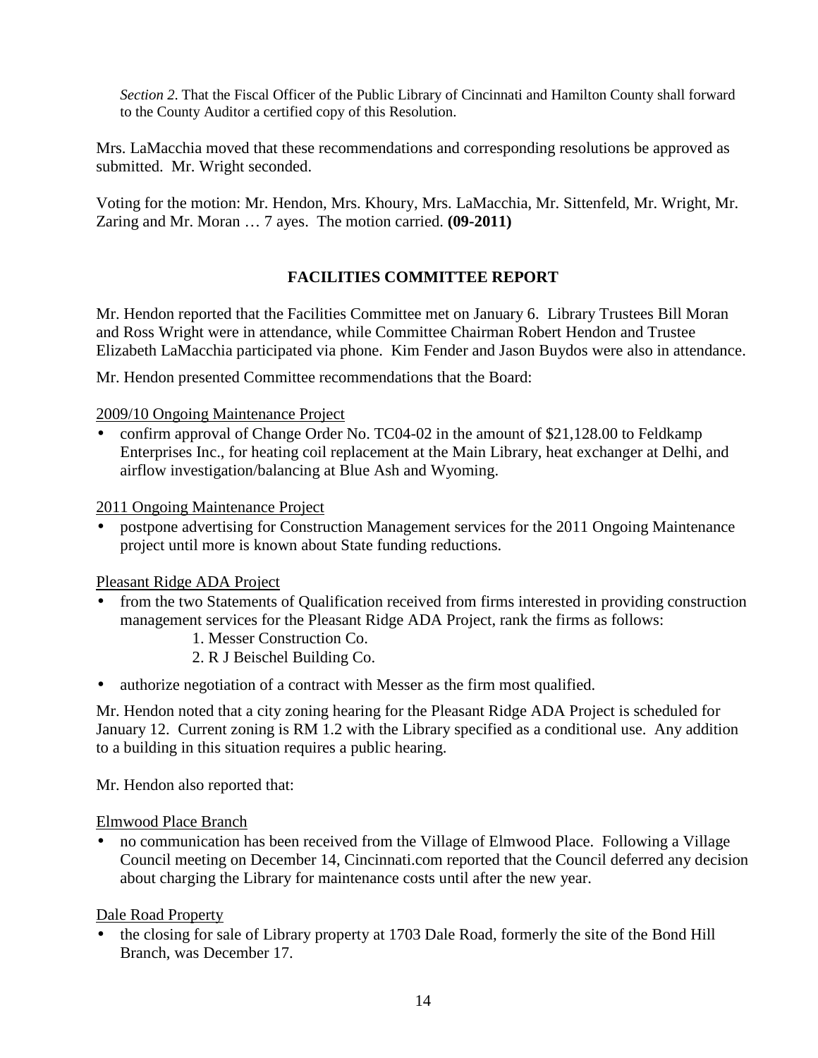*Section 2*. That the Fiscal Officer of the Public Library of Cincinnati and Hamilton County shall forward to the County Auditor a certified copy of this Resolution.

Mrs. LaMacchia moved that these recommendations and corresponding resolutions be approved as submitted. Mr. Wright seconded.

Voting for the motion: Mr. Hendon, Mrs. Khoury, Mrs. LaMacchia, Mr. Sittenfeld, Mr. Wright, Mr. Zaring and Mr. Moran … 7 ayes. The motion carried. **(09-2011)**

## FACILITIES COMMITTEE REPORT

Mr. Hendon reported that the Facilities Committee met on January 6. Library Trustees Bill Moran and Ross Wright were in attendance, while Committee Chairman Robert Hendon and Trustee Elizabeth LaMacchia participated via phone. Kim Fender and Jason Buydos were also in attendance.

Mr. Hendon presented Committee recommendations that the Board:

<u>2009/10 Ongoing Maintenance Project</u>

- confirm approval of Change Order No. TC04-02 in the amount of $21,128.00 to Feldkamp Enterprises Inc., for heating coil replacement at the Main Library, heat exchanger at Delhi, and airflow investigation/balancing at Blue Ash and Wyoming.

<u>2011 Ongoing Maintenance Project</u>

- postpone advertising for Construction Management services for the 2011 Ongoing Maintenance project until more is known about State funding reductions.

<u>Pleasant Ridge ADA Project</u>

- from the two Statements of Qualification received from firms interested in providing construction management services for the Pleasant Ridge ADA Project, rank the firms as follows:
  1. Messer Construction Co.
  2. R J Beischel Building Co.
- authorize negotiation of a contract with Messer as the firm most qualified.

Mr. Hendon noted that a city zoning hearing for the Pleasant Ridge ADA Project is scheduled for January 12. Current zoning is RM 1.2 with the Library specified as a conditional use. Any addition to a building in this situation requires a public hearing.

Mr. Hendon also reported that:

<u>Elmwood Place Branch</u>

- no communication has been received from the Village of Elmwood Place. Following a Village Council meeting on December 14, Cincinnati.com reported that the Council deferred any decision about charging the Library for maintenance costs until after the new year.

<u>Dale Road Property</u>

- the closing for sale of Library property at 1703 Dale Road, formerly the site of the Bond Hill Branch, was December 17.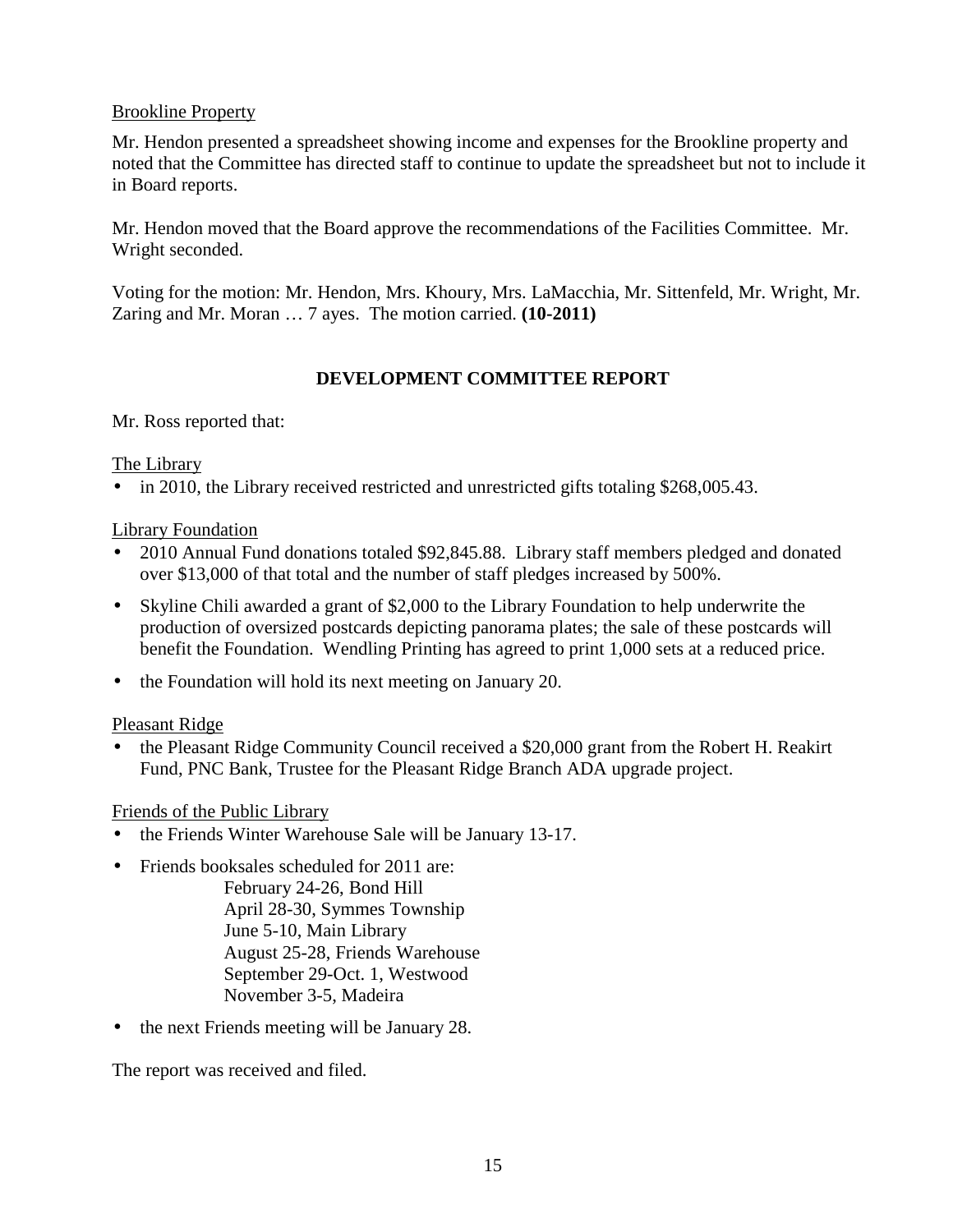Brookline Property

Mr. Hendon presented a spreadsheet showing income and expenses for the Brookline property and noted that the Committee has directed staff to continue to update the spreadsheet but not to include it in Board reports.

Mr. Hendon moved that the Board approve the recommendations of the Facilities Committee. Mr. Wright seconded.

Voting for the motion: Mr. Hendon, Mrs. Khoury, Mrs. LaMacchia, Mr. Sittenfeld, Mr. Wright, Mr. Zaring and Mr. Moran … 7 ayes. The motion carried. **(10-2011)**

## DEVELOPMENT COMMITTEE REPORT

Mr. Ross reported that:

The Library

- in 2010, the Library received restricted and unrestricted gifts totaling $268,005.43.

Library Foundation

- 2010 Annual Fund donations totaled $92,845.88. Library staff members pledged and donated over $13,000 of that total and the number of staff pledges increased by 500%.
- Skyline Chili awarded a grant of $2,000 to the Library Foundation to help underwrite the production of oversized postcards depicting panorama plates; the sale of these postcards will benefit the Foundation. Wendling Printing has agreed to print 1,000 sets at a reduced price.
- the Foundation will hold its next meeting on January 20.

Pleasant Ridge

- the Pleasant Ridge Community Council received a $20,000 grant from the Robert H. Reakirt Fund, PNC Bank, Trustee for the Pleasant Ridge Branch ADA upgrade project.

Friends of the Public Library

- the Friends Winter Warehouse Sale will be January 13-17.
- Friends booksales scheduled for 2011 are:
  - February 24-26, Bond Hill
  - April 28-30, Symmes Township
  - June 5-10, Main Library
  - August 25-28, Friends Warehouse
  - September 29-Oct. 1, Westwood
  - November 3-5, Madeira
- the next Friends meeting will be January 28.

The report was received and filed.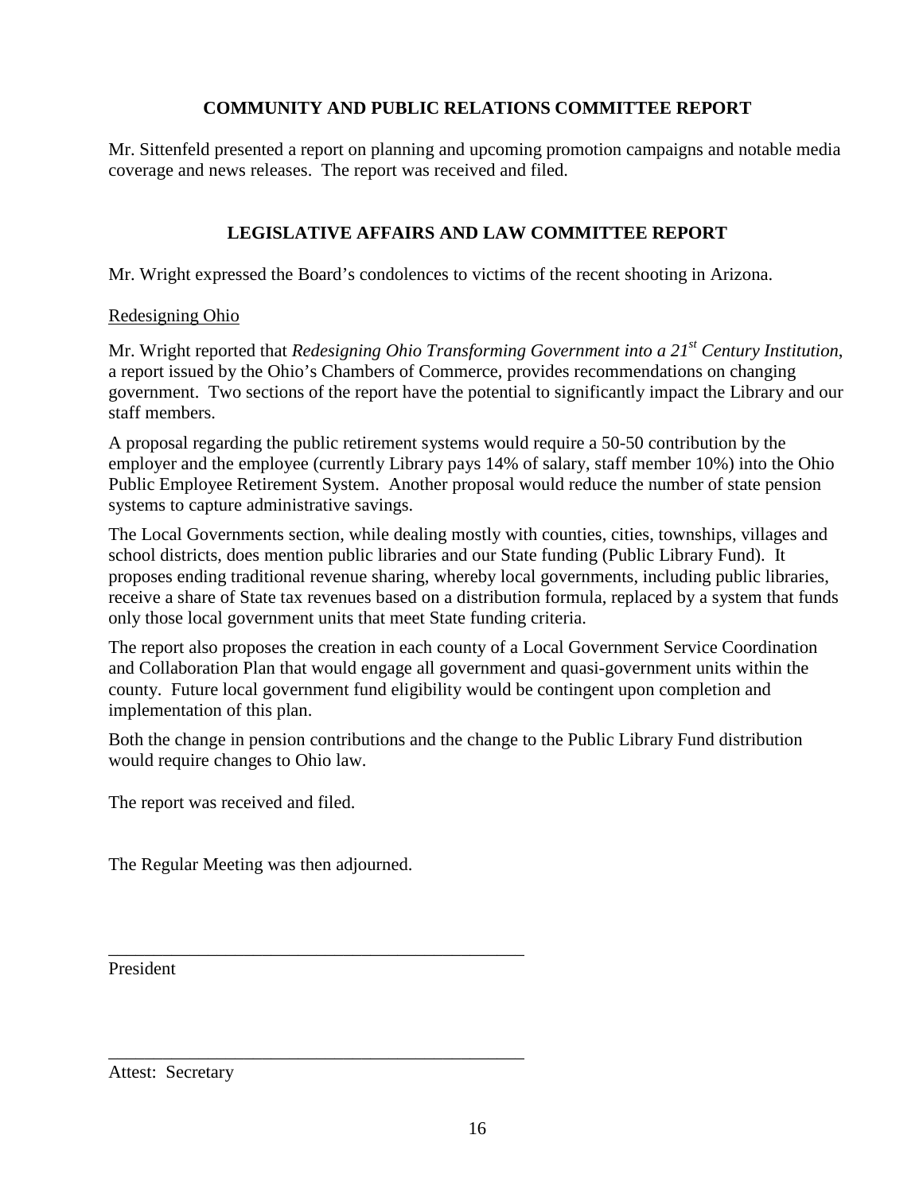## COMMUNITY AND PUBLIC RELATIONS COMMITTEE REPORT

Mr. Sittenfeld presented a report on planning and upcoming promotion campaigns and notable media coverage and news releases. The report was received and filed.

## LEGISLATIVE AFFAIRS AND LAW COMMITTEE REPORT

Mr. Wright expressed the Board's condolences to victims of the recent shooting in Arizona.

Redesigning Ohio

Mr. Wright reported that *Redesigning Ohio Transforming Government into a 21st Century Institution*, a report issued by the Ohio's Chambers of Commerce, provides recommendations on changing government. Two sections of the report have the potential to significantly impact the Library and our staff members.

A proposal regarding the public retirement systems would require a 50-50 contribution by the employer and the employee (currently Library pays 14% of salary, staff member 10%) into the Ohio Public Employee Retirement System. Another proposal would reduce the number of state pension systems to capture administrative savings.

The Local Governments section, while dealing mostly with counties, cities, townships, villages and school districts, does mention public libraries and our State funding (Public Library Fund). It proposes ending traditional revenue sharing, whereby local governments, including public libraries, receive a share of State tax revenues based on a distribution formula, replaced by a system that funds only those local government units that meet State funding criteria.

The report also proposes the creation in each county of a Local Government Service Coordination and Collaboration Plan that would engage all government and quasi-government units within the county. Future local government fund eligibility would be contingent upon completion and implementation of this plan.

Both the change in pension contributions and the change to the Public Library Fund distribution would require changes to Ohio law.

The report was received and filed.

The Regular Meeting was then adjourned.

_______________________________________________
President

_______________________________________________
Attest: Secretary